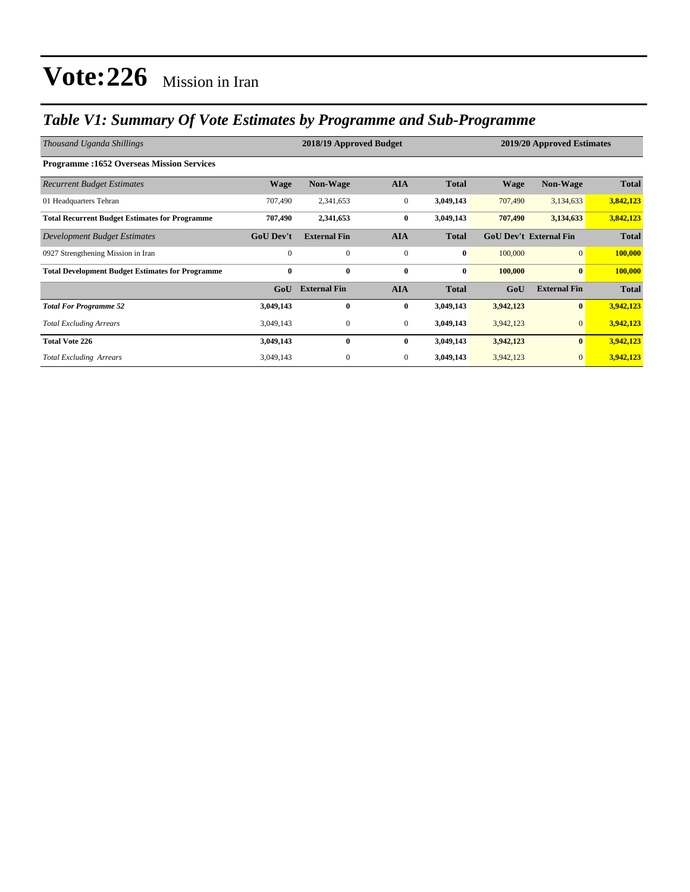# Vote:226 Mission in Iran

## *Table V1: Summary Of Vote Estimates by Programme and Sub-Programme*

| *Thousand Uganda Shillings* | 2018/19 Approved Budget | | | | 2019/20 Approved Estimates | | |
|---|---|---|---|---|---|---|---|
| **Programme :1652 Overseas Mission Services** | | | | | | | |
| *Recurrent Budget Estimates* | **Wage** | **Non-Wage** | **AIA** | **Total** | **Wage** | **Non-Wage** | **Total** |
| 01 Headquarters Tehran | 707,490 | 2,341,653 | 0 | **3,049,143** | 707,490 | 3,134,633 | **3,842,123** |
| **Total Recurrent Budget Estimates for Programme** | **707,490** | **2,341,653** | **0** | **3,049,143** | **707,490** | **3,134,633** | **3,842,123** |
| *Development Budget Estimates* | **GoU Dev't** | **External Fin** | **AIA** | **Total** | **GoU Dev't** | **External Fin** | **Total** |
| 0927 Strengthening Mission in Iran | 0 | 0 | 0 | **0** | 100,000 | 0 | **100,000** |
| **Total Development Budget Estimates for Programme** | **0** | **0** | **0** | **0** | **100,000** | **0** | **100,000** |
| | **GoU** | **External Fin** | **AIA** | **Total** | **GoU** | **External Fin** | **Total** |
| ***Total For Programme 52*** | **3,049,143** | **0** | **0** | **3,049,143** | **3,942,123** | **0** | **3,942,123** |
| *Total Excluding Arrears* | 3,049,143 | 0 | 0 | **3,049,143** | 3,942,123 | 0 | **3,942,123** |
| **Total Vote 226** | **3,049,143** | **0** | **0** | **3,049,143** | **3,942,123** | **0** | **3,942,123** |
| *Total Excluding Arrears* | 3,049,143 | 0 | 0 | **3,049,143** | 3,942,123 | 0 | **3,942,123** |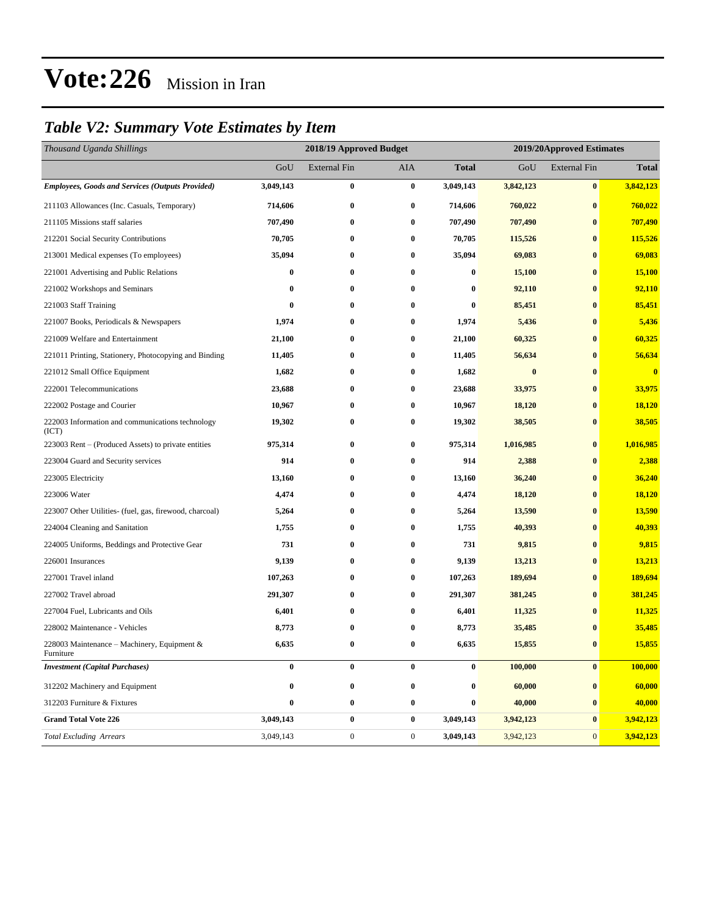# Vote:226 Mission in Iran

## *Table V2: Summary Vote Estimates by Item*

| *Thousand Uganda Shillings* | 2018/19 Approved Budget | | | | 2019/20Approved Estimates | | |
|---|---|---|---|---|---|---|---|
| | GoU | External Fin | AIA | **Total** | GoU | External Fin | **Total** |
| ***Employees, Goods and Services (Outputs Provided)*** | **3,049,143** | **0** | **0** | **3,049,143** | **3,842,123** | **0** | **3,842,123** |
| 211103 Allowances (Inc. Casuals, Temporary) | **714,606** | **0** | **0** | **714,606** | **760,022** | **0** | **760,022** |
| 211105 Missions staff salaries | **707,490** | **0** | **0** | **707,490** | **707,490** | **0** | **707,490** |
| 212201 Social Security Contributions | **70,705** | **0** | **0** | **70,705** | **115,526** | **0** | **115,526** |
| 213001 Medical expenses (To employees) | **35,094** | **0** | **0** | **35,094** | **69,083** | **0** | **69,083** |
| 221001 Advertising and Public Relations | **0** | **0** | **0** | **0** | **15,100** | **0** | **15,100** |
| 221002 Workshops and Seminars | **0** | **0** | **0** | **0** | **92,110** | **0** | **92,110** |
| 221003 Staff Training | **0** | **0** | **0** | **0** | **85,451** | **0** | **85,451** |
| 221007 Books, Periodicals & Newspapers | **1,974** | **0** | **0** | **1,974** | **5,436** | **0** | **5,436** |
| 221009 Welfare and Entertainment | **21,100** | **0** | **0** | **21,100** | **60,325** | **0** | **60,325** |
| 221011 Printing, Stationery, Photocopying and Binding | **11,405** | **0** | **0** | **11,405** | **56,634** | **0** | **56,634** |
| 221012 Small Office Equipment | **1,682** | **0** | **0** | **1,682** | **0** | **0** | **0** |
| 222001 Telecommunications | **23,688** | **0** | **0** | **23,688** | **33,975** | **0** | **33,975** |
| 222002 Postage and Courier | **10,967** | **0** | **0** | **10,967** | **18,120** | **0** | **18,120** |
| 222003 Information and communications technology (ICT) | **19,302** | **0** | **0** | **19,302** | **38,505** | **0** | **38,505** |
| 223003 Rent – (Produced Assets) to private entities | **975,314** | **0** | **0** | **975,314** | **1,016,985** | **0** | **1,016,985** |
| 223004 Guard and Security services | **914** | **0** | **0** | **914** | **2,388** | **0** | **2,388** |
| 223005 Electricity | **13,160** | **0** | **0** | **13,160** | **36,240** | **0** | **36,240** |
| 223006 Water | **4,474** | **0** | **0** | **4,474** | **18,120** | **0** | **18,120** |
| 223007 Other Utilities- (fuel, gas, firewood, charcoal) | **5,264** | **0** | **0** | **5,264** | **13,590** | **0** | **13,590** |
| 224004 Cleaning and Sanitation | **1,755** | **0** | **0** | **1,755** | **40,393** | **0** | **40,393** |
| 224005 Uniforms, Beddings and Protective Gear | **731** | **0** | **0** | **731** | **9,815** | **0** | **9,815** |
| 226001 Insurances | **9,139** | **0** | **0** | **9,139** | **13,213** | **0** | **13,213** |
| 227001 Travel inland | **107,263** | **0** | **0** | **107,263** | **189,694** | **0** | **189,694** |
| 227002 Travel abroad | **291,307** | **0** | **0** | **291,307** | **381,245** | **0** | **381,245** |
| 227004 Fuel, Lubricants and Oils | **6,401** | **0** | **0** | **6,401** | **11,325** | **0** | **11,325** |
| 228002 Maintenance - Vehicles | **8,773** | **0** | **0** | **8,773** | **35,485** | **0** | **35,485** |
| 228003 Maintenance – Machinery, Equipment & Furniture | **6,635** | **0** | **0** | **6,635** | **15,855** | **0** | **15,855** |
| ***Investment (Capital Purchases)*** | **0** | **0** | **0** | **0** | **100,000** | **0** | **100,000** |
| 312202 Machinery and Equipment | **0** | **0** | **0** | **0** | **60,000** | **0** | **60,000** |
| 312203 Furniture & Fixtures | **0** | **0** | **0** | **0** | **40,000** | **0** | **40,000** |
| **Grand Total Vote 226** | **3,049,143** | **0** | **0** | **3,049,143** | **3,942,123** | **0** | **3,942,123** |
| *Total Excluding Arrears* | 3,049,143 | 0 | 0 | **3,049,143** | 3,942,123 | 0 | **3,942,123** |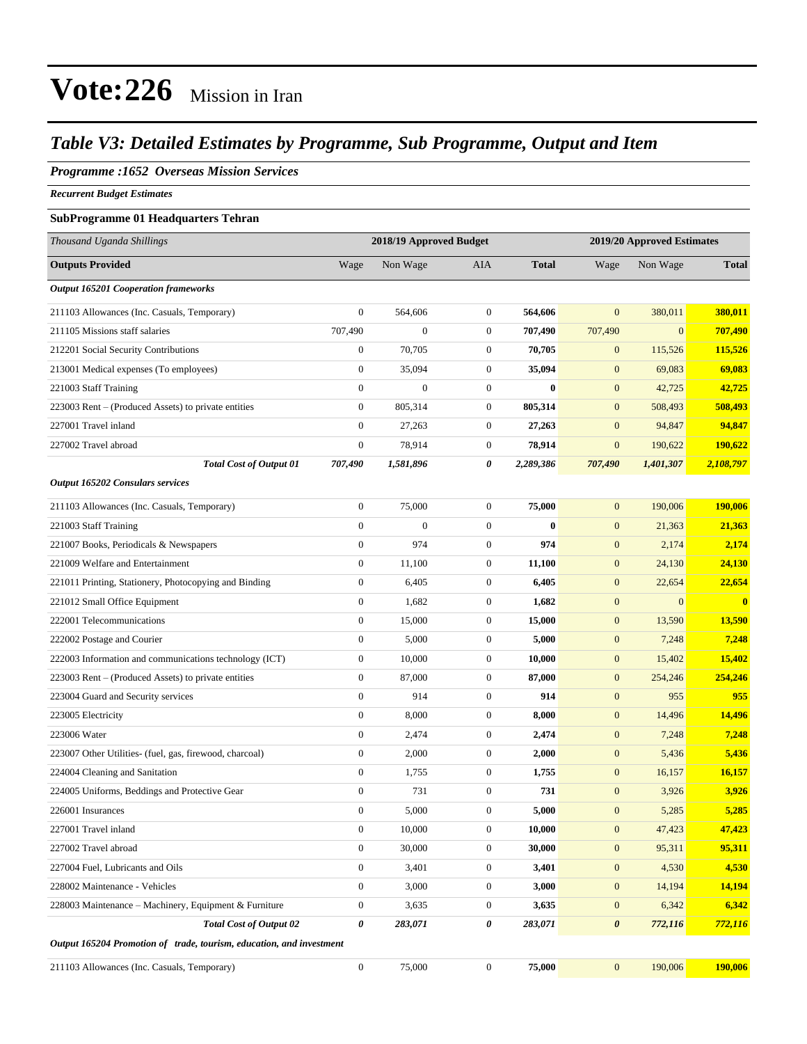# Vote:226 Mission in Iran

## *Table V3: Detailed Estimates by Programme, Sub Programme, Output and Item*

### *Programme :1652 Overseas Mission Services*

***Recurrent Budget Estimates***

**SubProgramme 01 Headquarters Tehran**

| *Thousand Uganda Shillings* | 2018/19 Approved Budget | | | | 2019/20 Approved Estimates | | |
|---|---|---|---|---|---|---|---|
| **Outputs Provided** | Wage | Non Wage | AIA | **Total** | Wage | Non Wage | **Total** |
| ***Output 165201 Cooperation frameworks*** | | | | | | | |
| 211103 Allowances (Inc. Casuals, Temporary) | 0 | 564,606 | 0 | **564,606** | 0 | 380,011 | **380,011** |
| 211105 Missions staff salaries | 707,490 | 0 | 0 | **707,490** | 707,490 | 0 | **707,490** |
| 212201 Social Security Contributions | 0 | 70,705 | 0 | **70,705** | 0 | 115,526 | **115,526** |
| 213001 Medical expenses (To employees) | 0 | 35,094 | 0 | **35,094** | 0 | 69,083 | **69,083** |
| 221003 Staff Training | 0 | 0 | 0 | **0** | 0 | 42,725 | **42,725** |
| 223003 Rent – (Produced Assets) to private entities | 0 | 805,314 | 0 | **805,314** | 0 | 508,493 | **508,493** |
| 227001 Travel inland | 0 | 27,263 | 0 | **27,263** | 0 | 94,847 | **94,847** |
| 227002 Travel abroad | 0 | 78,914 | 0 | **78,914** | 0 | 190,622 | **190,622** |
| ***Total Cost of Output 01*** | ***707,490*** | ***1,581,896*** | ***0*** | ***2,289,386*** | ***707,490*** | ***1,401,307*** | ***2,108,797*** |
| ***Output 165202 Consulars services*** | | | | | | | |
| 211103 Allowances (Inc. Casuals, Temporary) | 0 | 75,000 | 0 | **75,000** | 0 | 190,006 | **190,006** |
| 221003 Staff Training | 0 | 0 | 0 | **0** | 0 | 21,363 | **21,363** |
| 221007 Books, Periodicals & Newspapers | 0 | 974 | 0 | **974** | 0 | 2,174 | **2,174** |
| 221009 Welfare and Entertainment | 0 | 11,100 | 0 | **11,100** | 0 | 24,130 | **24,130** |
| 221011 Printing, Stationery, Photocopying and Binding | 0 | 6,405 | 0 | **6,405** | 0 | 22,654 | **22,654** |
| 221012 Small Office Equipment | 0 | 1,682 | 0 | **1,682** | 0 | 0 | **0** |
| 222001 Telecommunications | 0 | 15,000 | 0 | **15,000** | 0 | 13,590 | **13,590** |
| 222002 Postage and Courier | 0 | 5,000 | 0 | **5,000** | 0 | 7,248 | **7,248** |
| 222003 Information and communications technology (ICT) | 0 | 10,000 | 0 | **10,000** | 0 | 15,402 | **15,402** |
| 223003 Rent – (Produced Assets) to private entities | 0 | 87,000 | 0 | **87,000** | 0 | 254,246 | **254,246** |
| 223004 Guard and Security services | 0 | 914 | 0 | **914** | 0 | 955 | **955** |
| 223005 Electricity | 0 | 8,000 | 0 | **8,000** | 0 | 14,496 | **14,496** |
| 223006 Water | 0 | 2,474 | 0 | **2,474** | 0 | 7,248 | **7,248** |
| 223007 Other Utilities- (fuel, gas, firewood, charcoal) | 0 | 2,000 | 0 | **2,000** | 0 | 5,436 | **5,436** |
| 224004 Cleaning and Sanitation | 0 | 1,755 | 0 | **1,755** | 0 | 16,157 | **16,157** |
| 224005 Uniforms, Beddings and Protective Gear | 0 | 731 | 0 | **731** | 0 | 3,926 | **3,926** |
| 226001 Insurances | 0 | 5,000 | 0 | **5,000** | 0 | 5,285 | **5,285** |
| 227001 Travel inland | 0 | 10,000 | 0 | **10,000** | 0 | 47,423 | **47,423** |
| 227002 Travel abroad | 0 | 30,000 | 0 | **30,000** | 0 | 95,311 | **95,311** |
| 227004 Fuel, Lubricants and Oils | 0 | 3,401 | 0 | **3,401** | 0 | 4,530 | **4,530** |
| 228002 Maintenance - Vehicles | 0 | 3,000 | 0 | **3,000** | 0 | 14,194 | **14,194** |
| 228003 Maintenance – Machinery, Equipment & Furniture | 0 | 3,635 | 0 | **3,635** | 0 | 6,342 | **6,342** |
| ***Total Cost of Output 02*** | ***0*** | ***283,071*** | ***0*** | ***283,071*** | ***0*** | ***772,116*** | ***772,116*** |
| ***Output 165204 Promotion of trade, tourism, education, and investment*** | | | | | | | |
| 211103 Allowances (Inc. Casuals, Temporary) | 0 | 75,000 | 0 | **75,000** | 0 | 190,006 | **190,006** |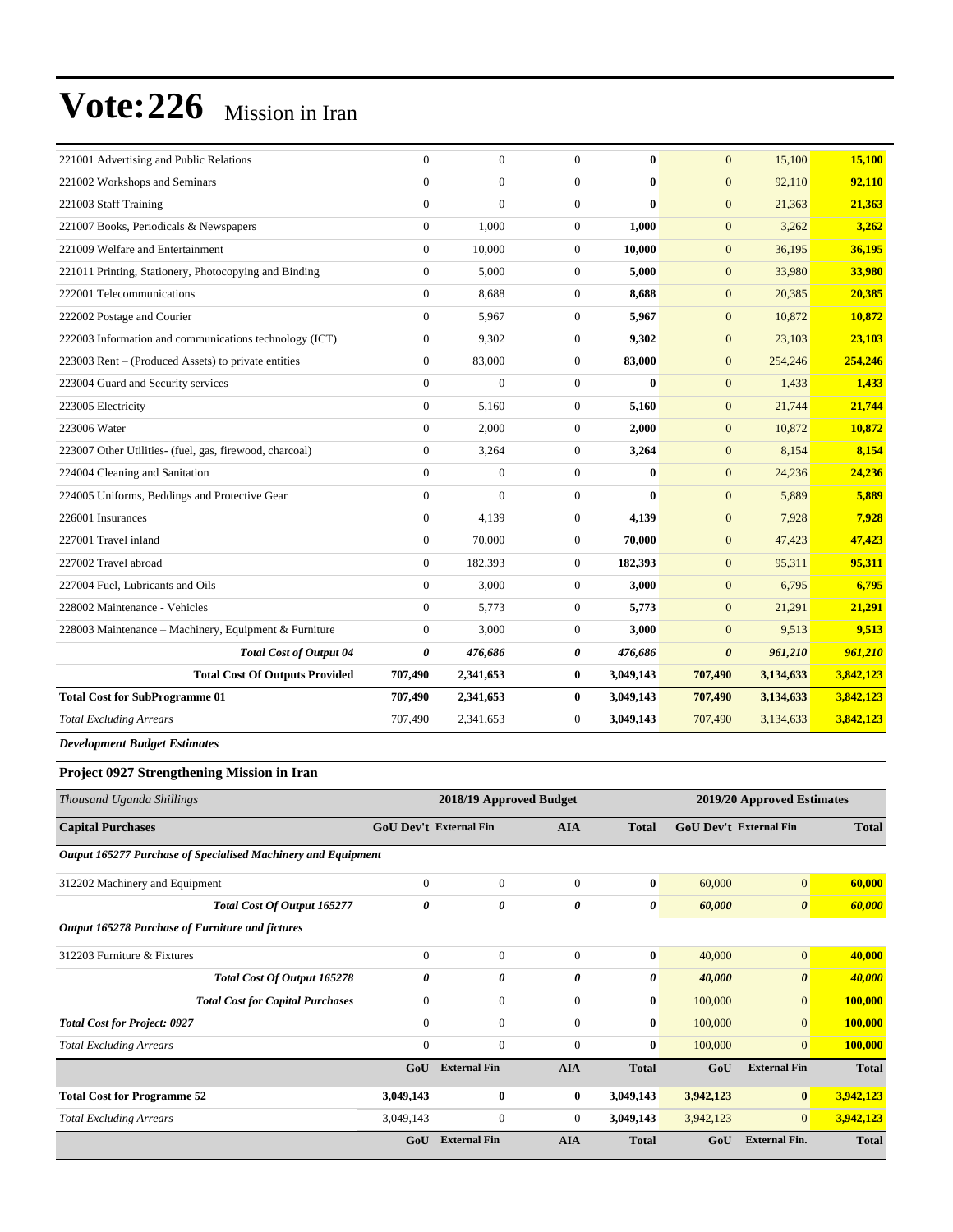# Vote:226 Mission in Iran

| | | | | | | | |
|---|---|---|---|---|---|---|---|
| 221001 Advertising and Public Relations | 0 | 0 | 0 | **0** | 0 | 15,100 | **15,100** |
| 221002 Workshops and Seminars | 0 | 0 | 0 | **0** | 0 | 92,110 | **92,110** |
| 221003 Staff Training | 0 | 0 | 0 | **0** | 0 | 21,363 | **21,363** |
| 221007 Books, Periodicals & Newspapers | 0 | 1,000 | 0 | **1,000** | 0 | 3,262 | **3,262** |
| 221009 Welfare and Entertainment | 0 | 10,000 | 0 | **10,000** | 0 | 36,195 | **36,195** |
| 221011 Printing, Stationery, Photocopying and Binding | 0 | 5,000 | 0 | **5,000** | 0 | 33,980 | **33,980** |
| 222001 Telecommunications | 0 | 8,688 | 0 | **8,688** | 0 | 20,385 | **20,385** |
| 222002 Postage and Courier | 0 | 5,967 | 0 | **5,967** | 0 | 10,872 | **10,872** |
| 222003 Information and communications technology (ICT) | 0 | 9,302 | 0 | **9,302** | 0 | 23,103 | **23,103** |
| 223003 Rent – (Produced Assets) to private entities | 0 | 83,000 | 0 | **83,000** | 0 | 254,246 | **254,246** |
| 223004 Guard and Security services | 0 | 0 | 0 | **0** | 0 | 1,433 | **1,433** |
| 223005 Electricity | 0 | 5,160 | 0 | **5,160** | 0 | 21,744 | **21,744** |
| 223006 Water | 0 | 2,000 | 0 | **2,000** | 0 | 10,872 | **10,872** |
| 223007 Other Utilities- (fuel, gas, firewood, charcoal) | 0 | 3,264 | 0 | **3,264** | 0 | 8,154 | **8,154** |
| 224004 Cleaning and Sanitation | 0 | 0 | 0 | **0** | 0 | 24,236 | **24,236** |
| 224005 Uniforms, Beddings and Protective Gear | 0 | 0 | 0 | **0** | 0 | 5,889 | **5,889** |
| 226001 Insurances | 0 | 4,139 | 0 | **4,139** | 0 | 7,928 | **7,928** |
| 227001 Travel inland | 0 | 70,000 | 0 | **70,000** | 0 | 47,423 | **47,423** |
| 227002 Travel abroad | 0 | 182,393 | 0 | **182,393** | 0 | 95,311 | **95,311** |
| 227004 Fuel, Lubricants and Oils | 0 | 3,000 | 0 | **3,000** | 0 | 6,795 | **6,795** |
| 228002 Maintenance - Vehicles | 0 | 5,773 | 0 | **5,773** | 0 | 21,291 | **21,291** |
| 228003 Maintenance – Machinery, Equipment & Furniture | 0 | 3,000 | 0 | **3,000** | 0 | 9,513 | **9,513** |
| ***Total Cost of Output 04*** | ***0*** | ***476,686*** | ***0*** | ***476,686*** | ***0*** | ***961,210*** | ***961,210*** |
| **Total Cost Of Outputs Provided** | **707,490** | **2,341,653** | **0** | **3,049,143** | **707,490** | **3,134,633** | **3,842,123** |
| **Total Cost for SubProgramme 01** | **707,490** | **2,341,653** | **0** | **3,049,143** | **707,490** | **3,134,633** | **3,842,123** |
| *Total Excluding Arrears* | 707,490 | 2,341,653 | 0 | **3,049,143** | 707,490 | 3,134,633 | **3,842,123** |

***Development Budget Estimates***

**Project 0927 Strengthening Mission in Iran**

| *Thousand Uganda Shillings* | 2018/19 Approved Budget | | | | 2019/20 Approved Estimates | | |
|---|---|---|---|---|---|---|---|
| **Capital Purchases** | **GoU Dev't** | **External Fin** | **AIA** | **Total** | **GoU Dev't** | **External Fin** | **Total** |
| ***Output 165277 Purchase of Specialised Machinery and Equipment*** | | | | | | | |
| 312202 Machinery and Equipment | 0 | 0 | 0 | **0** | 60,000 | 0 | **60,000** |
| ***Total Cost Of Output 165277*** | ***0*** | ***0*** | ***0*** | ***0*** | ***60,000*** | ***0*** | ***60,000*** |
| ***Output 165278 Purchase of Furniture and fictures*** | | | | | | | |
| 312203 Furniture & Fixtures | 0 | 0 | 0 | **0** | 40,000 | 0 | **40,000** |
| ***Total Cost Of Output 165278*** | ***0*** | ***0*** | ***0*** | ***0*** | ***40,000*** | ***0*** | ***40,000*** |
| ***Total Cost for Capital Purchases*** | 0 | 0 | 0 | **0** | 100,000 | 0 | **100,000** |
| ***Total Cost for Project: 0927*** | 0 | 0 | 0 | **0** | 100,000 | 0 | **100,000** |
| *Total Excluding Arrears* | 0 | 0 | 0 | **0** | 100,000 | 0 | **100,000** |
| | **GoU** | **External Fin** | **AIA** | **Total** | **GoU** | **External Fin** | **Total** |
| **Total Cost for Programme 52** | **3,049,143** | **0** | **0** | **3,049,143** | **3,942,123** | **0** | **3,942,123** |
| *Total Excluding Arrears* | 3,049,143 | 0 | 0 | **3,049,143** | 3,942,123 | 0 | **3,942,123** |
| | **GoU** | **External Fin** | **AIA** | **Total** | **GoU** | **External Fin.** | **Total** |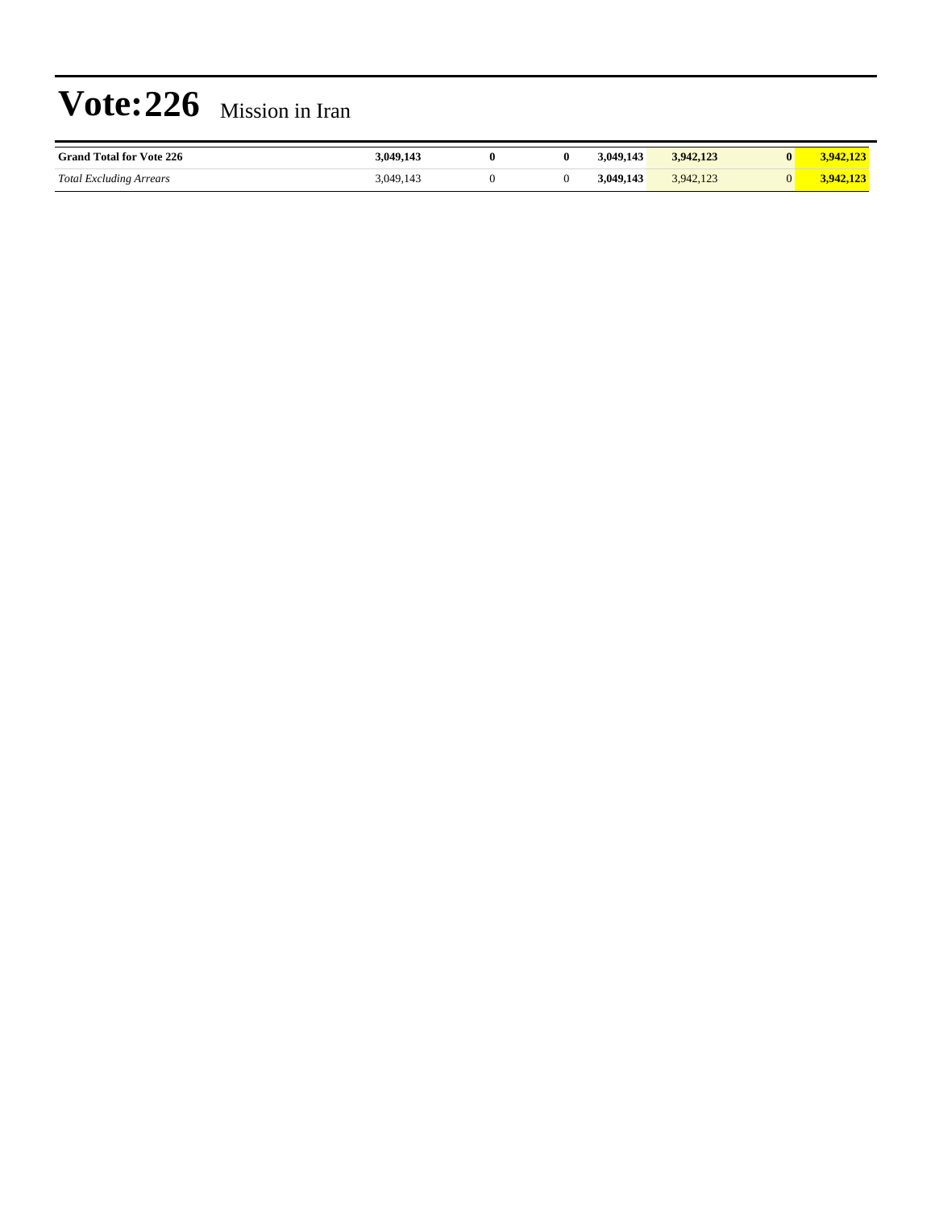# Vote:226 Mission in Iran

| | | | | | | | |
|---|---|---|---|---|---|---|---|
| **Grand Total for Vote 226** | **3,049,143** | **0** | **0** | **3,049,143** | **3,942,123** | **0** | **3,942,123** |
| *Total Excluding Arrears* | 3,049,143 | 0 | 0 | **3,049,143** | 3,942,123 | 0 | **3,942,123** |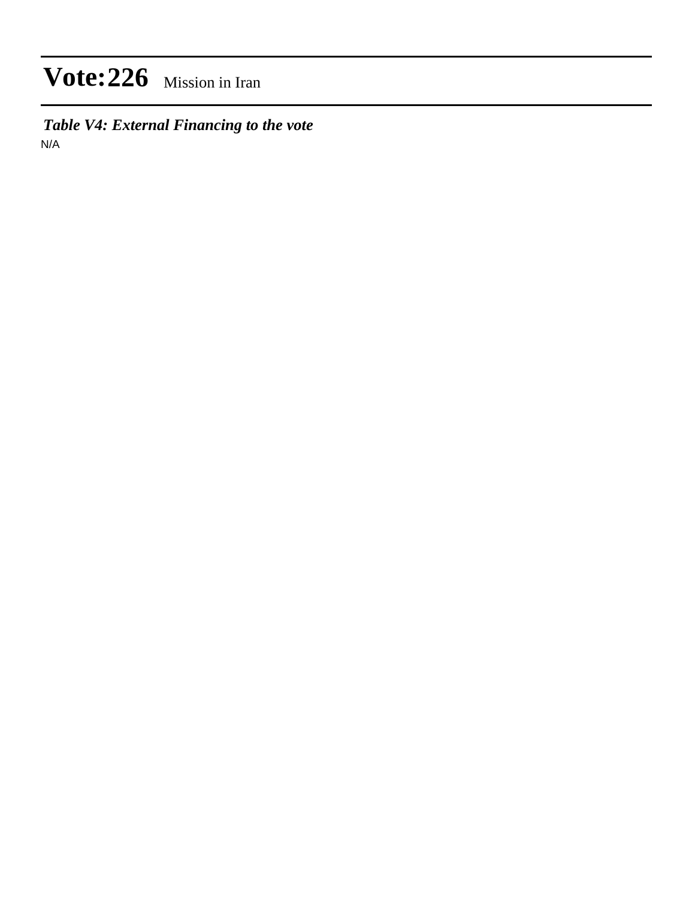# Vote:226 Mission in Iran

***Table V4: External Financing to the vote***

N/A